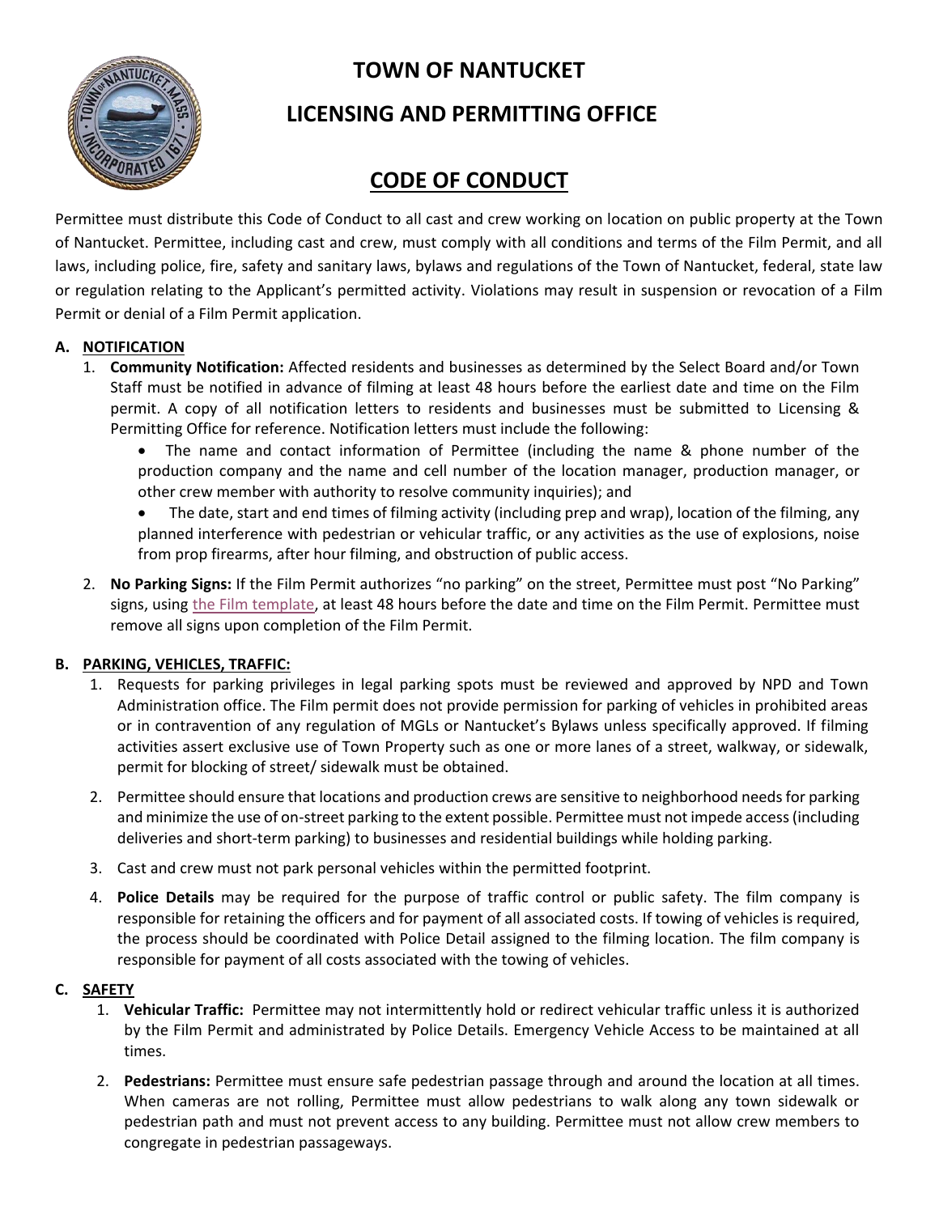# TOWN OF NANTUCKET

## LICENSING AND PERMITTING OFFICE

## CODE OF CONDUCT

Permittee must distribute this Code of Conduct to all cast and crew working on location on public property at the Town of Nantucket. Permittee, including cast and crew, must comply with all conditions and terms of the Film Permit, and all laws, including police, fire, safety and sanitary laws, bylaws and regulations of the Town of Nantucket, federal, state law or regulation relating to the Applicant's permitted activity. Violations may result in suspension or revocation of a Film Permit or denial of a Film Permit application.

### A. NOTIFICATION

1. **Community Notification:** Affected residents and businesses as determined by the Select Board and/or Town Staff must be notified in advance of filming at least 48 hours before the earliest date and time on the Film permit. A copy of all notification letters to residents and businesses must be submitted to Licensing & Permitting Office for reference. Notification letters must include the following:
   - The name and contact information of Permittee (including the name & phone number of the production company and the name and cell number of the location manager, production manager, or other crew member with authority to resolve community inquiries); and
   - The date, start and end times of filming activity (including prep and wrap), location of the filming, any planned interference with pedestrian or vehicular traffic, or any activities as the use of explosions, noise from prop firearms, after hour filming, and obstruction of public access.
2. **No Parking Signs:** If the Film Permit authorizes "no parking" on the street, Permittee must post "No Parking" signs, using the Film template, at least 48 hours before the date and time on the Film Permit. Permittee must remove all signs upon completion of the Film Permit.

### B. PARKING, VEHICLES, TRAFFIC:

1. Requests for parking privileges in legal parking spots must be reviewed and approved by NPD and Town Administration office. The Film permit does not provide permission for parking of vehicles in prohibited areas or in contravention of any regulation of MGLs or Nantucket's Bylaws unless specifically approved. If filming activities assert exclusive use of Town Property such as one or more lanes of a street, walkway, or sidewalk, permit for blocking of street/ sidewalk must be obtained.
2. Permittee should ensure that locations and production crews are sensitive to neighborhood needs for parking and minimize the use of on-street parking to the extent possible. Permittee must not impede access (including deliveries and short-term parking) to businesses and residential buildings while holding parking.
3. Cast and crew must not park personal vehicles within the permitted footprint.
4. **Police Details** may be required for the purpose of traffic control or public safety. The film company is responsible for retaining the officers and for payment of all associated costs. If towing of vehicles is required, the process should be coordinated with Police Detail assigned to the filming location. The film company is responsible for payment of all costs associated with the towing of vehicles.

### C. SAFETY

1. **Vehicular Traffic:** Permittee may not intermittently hold or redirect vehicular traffic unless it is authorized by the Film Permit and administrated by Police Details. Emergency Vehicle Access to be maintained at all times.
2. **Pedestrians:** Permittee must ensure safe pedestrian passage through and around the location at all times. When cameras are not rolling, Permittee must allow pedestrians to walk along any town sidewalk or pedestrian path and must not prevent access to any building. Permittee must not allow crew members to congregate in pedestrian passageways.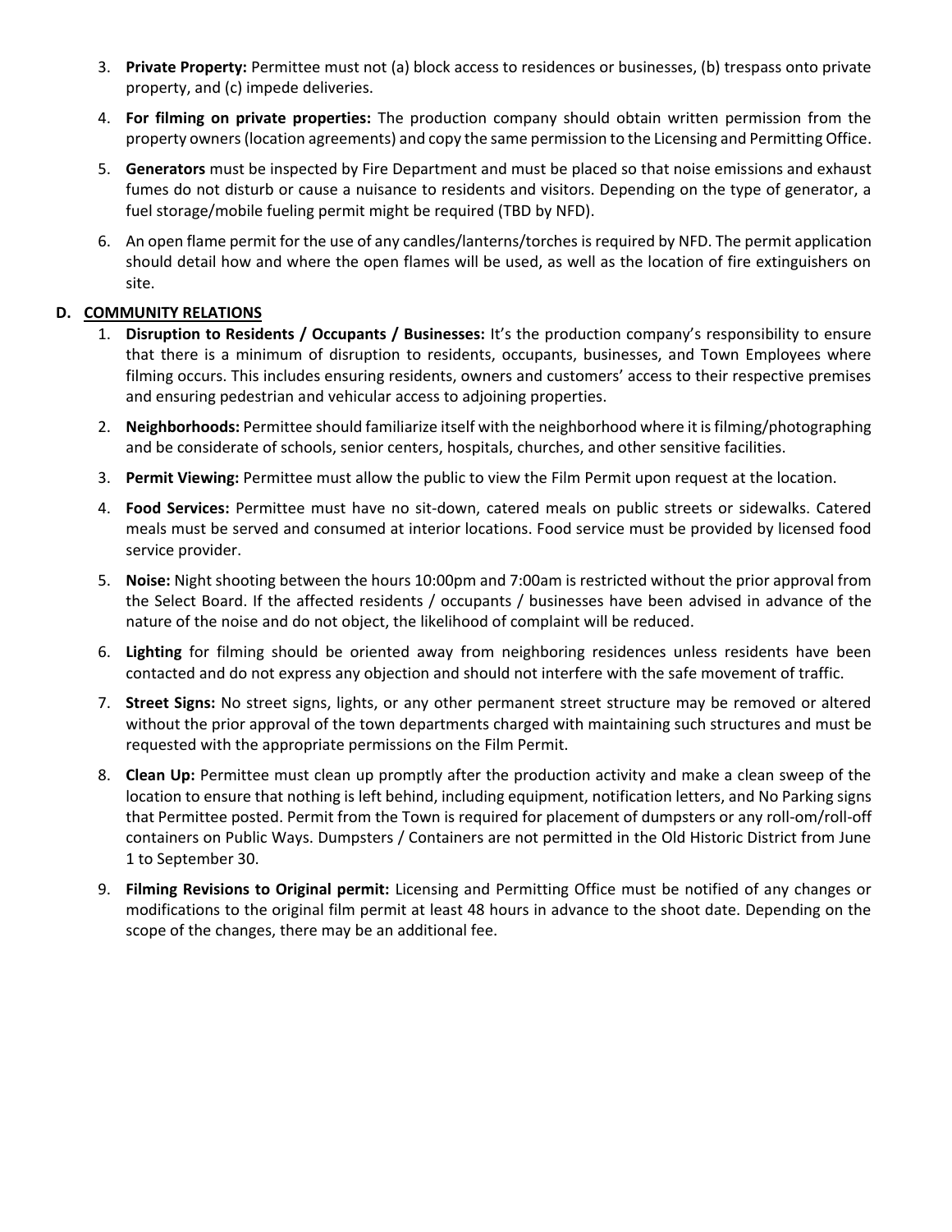3. **Private Property:** Permittee must not (a) block access to residences or businesses, (b) trespass onto private property, and (c) impede deliveries.

4. **For filming on private properties:** The production company should obtain written permission from the property owners (location agreements) and copy the same permission to the Licensing and Permitting Office.

5. **Generators** must be inspected by Fire Department and must be placed so that noise emissions and exhaust fumes do not disturb or cause a nuisance to residents and visitors. Depending on the type of generator, a fuel storage/mobile fueling permit might be required (TBD by NFD).

6. An open flame permit for the use of any candles/lanterns/torches is required by NFD. The permit application should detail how and where the open flames will be used, as well as the location of fire extinguishers on site.

**D. COMMUNITY RELATIONS**

1. **Disruption to Residents / Occupants / Businesses:** It's the production company's responsibility to ensure that there is a minimum of disruption to residents, occupants, businesses, and Town Employees where filming occurs. This includes ensuring residents, owners and customers' access to their respective premises and ensuring pedestrian and vehicular access to adjoining properties.

2. **Neighborhoods:** Permittee should familiarize itself with the neighborhood where it is filming/photographing and be considerate of schools, senior centers, hospitals, churches, and other sensitive facilities.

3. **Permit Viewing:** Permittee must allow the public to view the Film Permit upon request at the location.

4. **Food Services:** Permittee must have no sit-down, catered meals on public streets or sidewalks. Catered meals must be served and consumed at interior locations. Food service must be provided by licensed food service provider.

5. **Noise:** Night shooting between the hours 10:00pm and 7:00am is restricted without the prior approval from the Select Board. If the affected residents / occupants / businesses have been advised in advance of the nature of the noise and do not object, the likelihood of complaint will be reduced.

6. **Lighting** for filming should be oriented away from neighboring residences unless residents have been contacted and do not express any objection and should not interfere with the safe movement of traffic.

7. **Street Signs:** No street signs, lights, or any other permanent street structure may be removed or altered without the prior approval of the town departments charged with maintaining such structures and must be requested with the appropriate permissions on the Film Permit.

8. **Clean Up:** Permittee must clean up promptly after the production activity and make a clean sweep of the location to ensure that nothing is left behind, including equipment, notification letters, and No Parking signs that Permittee posted. Permit from the Town is required for placement of dumpsters or any roll-om/roll-off containers on Public Ways. Dumpsters / Containers are not permitted in the Old Historic District from June 1 to September 30.

9. **Filming Revisions to Original permit:** Licensing and Permitting Office must be notified of any changes or modifications to the original film permit at least 48 hours in advance to the shoot date. Depending on the scope of the changes, there may be an additional fee.